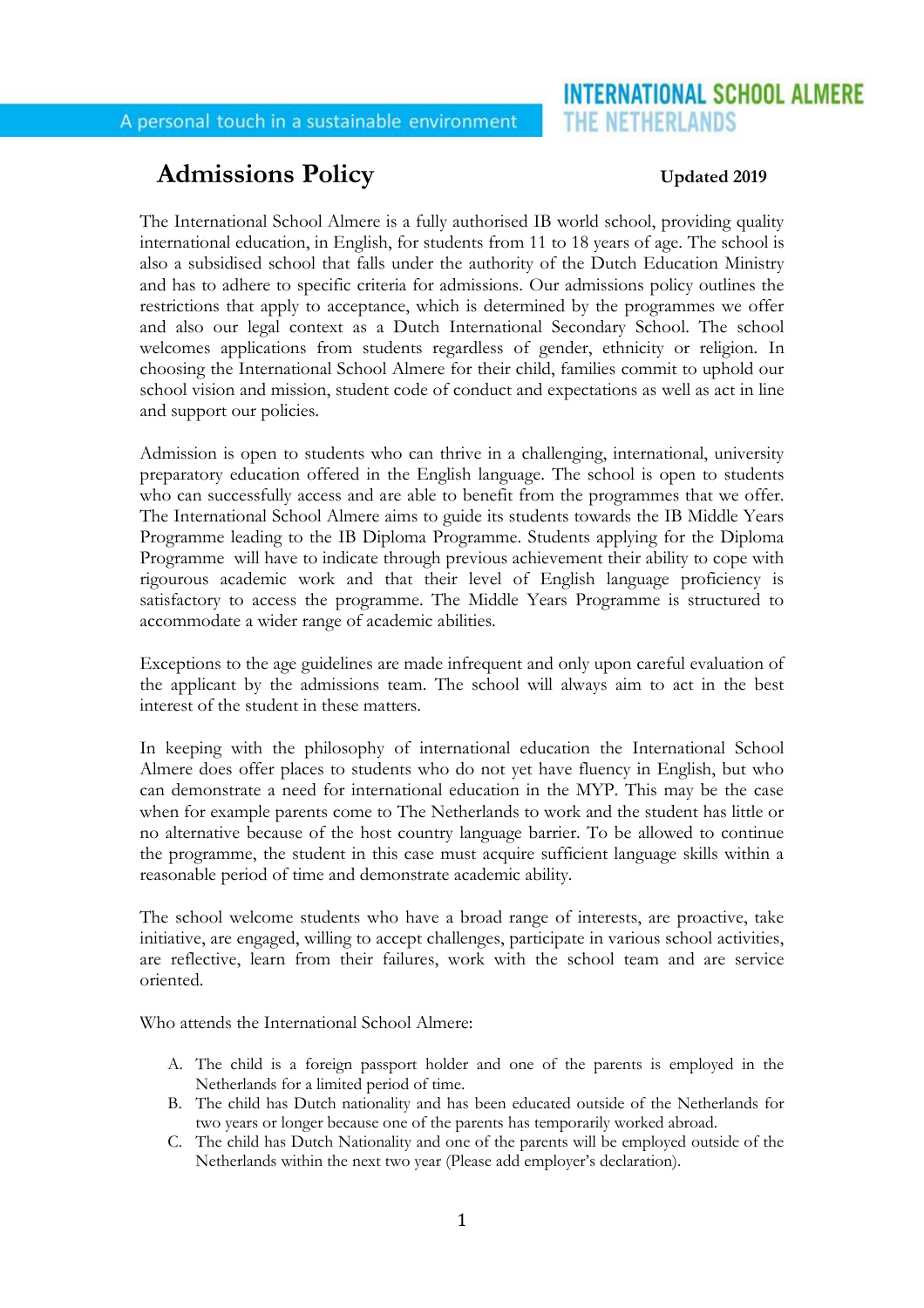INTERNATIONAL SCHOOL ALMERE
THE NETHERLANDS

A personal touch in a sustainable environment

# Admissions Policy

**Updated 2019**

The International School Almere is a fully authorised IB world school, providing quality international education, in English, for students from 11 to 18 years of age. The school is also a subsidised school that falls under the authority of the Dutch Education Ministry and has to adhere to specific criteria for admissions. Our admissions policy outlines the restrictions that apply to acceptance, which is determined by the programmes we offer and also our legal context as a Dutch International Secondary School. The school welcomes applications from students regardless of gender, ethnicity or religion. In choosing the International School Almere for their child, families commit to uphold our school vision and mission, student code of conduct and expectations as well as act in line and support our policies.

Admission is open to students who can thrive in a challenging, international, university preparatory education offered in the English language. The school is open to students who can successfully access and are able to benefit from the programmes that we offer. The International School Almere aims to guide its students towards the IB Middle Years Programme leading to the IB Diploma Programme. Students applying for the Diploma Programme will have to indicate through previous achievement their ability to cope with rigourous academic work and that their level of English language proficiency is satisfactory to access the programme. The Middle Years Programme is structured to accommodate a wider range of academic abilities.

Exceptions to the age guidelines are made infrequent and only upon careful evaluation of the applicant by the admissions team. The school will always aim to act in the best interest of the student in these matters.

In keeping with the philosophy of international education the International School Almere does offer places to students who do not yet have fluency in English, but who can demonstrate a need for international education in the MYP. This may be the case when for example parents come to The Netherlands to work and the student has little or no alternative because of the host country language barrier. To be allowed to continue the programme, the student in this case must acquire sufficient language skills within a reasonable period of time and demonstrate academic ability.

The school welcome students who have a broad range of interests, are proactive, take initiative, are engaged, willing to accept challenges, participate in various school activities, are reflective, learn from their failures, work with the school team and are service oriented.

Who attends the International School Almere:

A. The child is a foreign passport holder and one of the parents is employed in the Netherlands for a limited period of time.
B. The child has Dutch nationality and has been educated outside of the Netherlands for two years or longer because one of the parents has temporarily worked abroad.
C. The child has Dutch Nationality and one of the parents will be employed outside of the Netherlands within the next two year (Please add employer's declaration).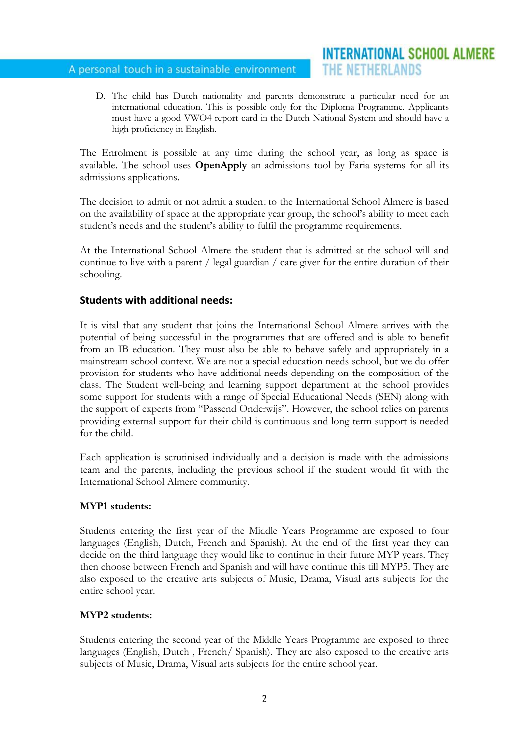D. The child has Dutch nationality and parents demonstrate a particular need for an international education. This is possible only for the Diploma Programme. Applicants must have a good VWO4 report card in the Dutch National System and should have a high proficiency in English.

The Enrolment is possible at any time during the school year, as long as space is available. The school uses **OpenApply** an admissions tool by Faria systems for all its admissions applications.

The decision to admit or not admit a student to the International School Almere is based on the availability of space at the appropriate year group, the school's ability to meet each student's needs and the student's ability to fulfil the programme requirements.

At the International School Almere the student that is admitted at the school will and continue to live with a parent / legal guardian / care giver for the entire duration of their schooling.

## Students with additional needs:

It is vital that any student that joins the International School Almere arrives with the potential of being successful in the programmes that are offered and is able to benefit from an IB education. They must also be able to behave safely and appropriately in a mainstream school context. We are not a special education needs school, but we do offer provision for students who have additional needs depending on the composition of the class. The Student well-being and learning support department at the school provides some support for students with a range of Special Educational Needs (SEN) along with the support of experts from "Passend Onderwijs". However, the school relies on parents providing external support for their child is continuous and long term support is needed for the child.

Each application is scrutinised individually and a decision is made with the admissions team and the parents, including the previous school if the student would fit with the International School Almere community.

**MYP1 students:**

Students entering the first year of the Middle Years Programme are exposed to four languages (English, Dutch, French and Spanish). At the end of the first year they can decide on the third language they would like to continue in their future MYP years. They then choose between French and Spanish and will have continue this till MYP5. They are also exposed to the creative arts subjects of Music, Drama, Visual arts subjects for the entire school year.

**MYP2 students:**

Students entering the second year of the Middle Years Programme are exposed to three languages (English, Dutch , French/ Spanish). They are also exposed to the creative arts subjects of Music, Drama, Visual arts subjects for the entire school year.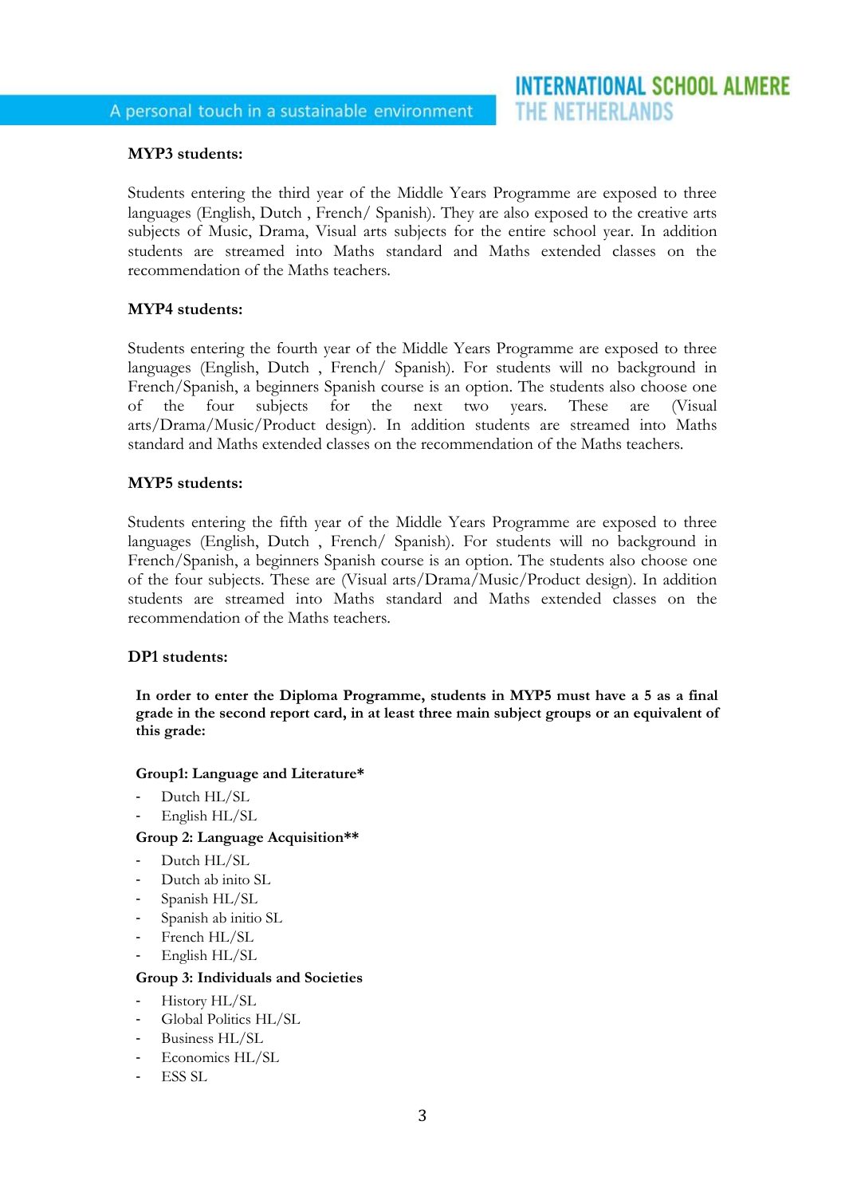**MYP3 students:**

Students entering the third year of the Middle Years Programme are exposed to three languages (English, Dutch , French/ Spanish). They are also exposed to the creative arts subjects of Music, Drama, Visual arts subjects for the entire school year. In addition students are streamed into Maths standard and Maths extended classes on the recommendation of the Maths teachers.

**MYP4 students:**

Students entering the fourth year of the Middle Years Programme are exposed to three languages (English, Dutch , French/ Spanish). For students will no background in French/Spanish, a beginners Spanish course is an option. The students also choose one of the four subjects for the next two years. These are (Visual arts/Drama/Music/Product design). In addition students are streamed into Maths standard and Maths extended classes on the recommendation of the Maths teachers.

**MYP5 students:**

Students entering the fifth year of the Middle Years Programme are exposed to three languages (English, Dutch , French/ Spanish). For students will no background in French/Spanish, a beginners Spanish course is an option. The students also choose one of the four subjects. These are (Visual arts/Drama/Music/Product design). In addition students are streamed into Maths standard and Maths extended classes on the recommendation of the Maths teachers.

**DP1 students:**

**In order to enter the Diploma Programme, students in MYP5 must have a 5 as a final grade in the second report card, in at least three main subject groups or an equivalent of this grade:**

**Group1: Language and Literature***

- Dutch HL/SL
- English HL/SL

**Group 2: Language Acquisition****

- Dutch HL/SL
- Dutch ab inito SL
- Spanish HL/SL
- Spanish ab initio SL
- French HL/SL
- English HL/SL

**Group 3: Individuals and Societies**

- History HL/SL
- Global Politics HL/SL
- Business HL/SL
- Economics HL/SL
- ESS SL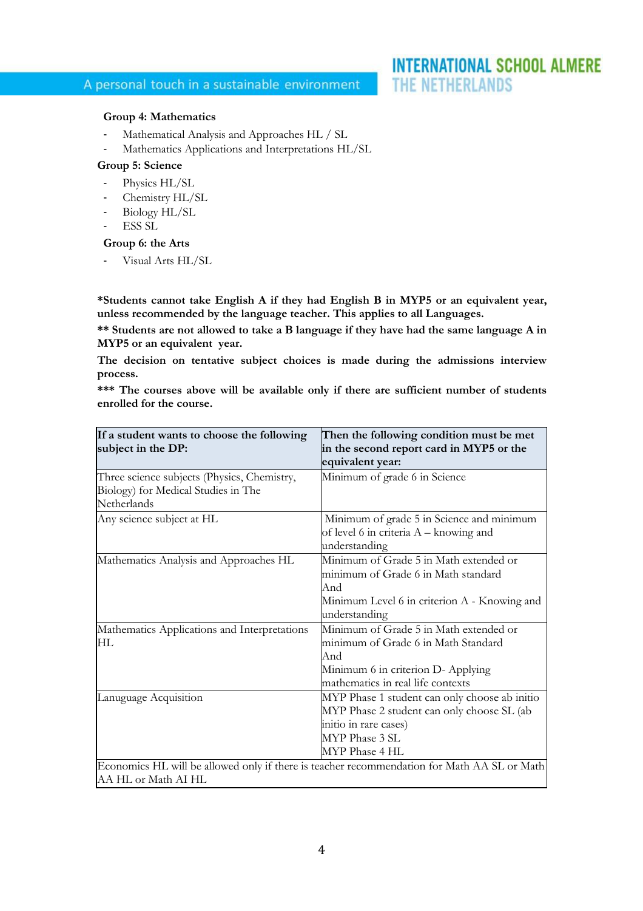**Group 4: Mathematics**

- Mathematical Analysis and Approaches HL / SL
- Mathematics Applications and Interpretations HL/SL

**Group 5: Science**

- Physics HL/SL
- Chemistry HL/SL
- Biology HL/SL
- ESS SL

**Group 6: the Arts**

- Visual Arts HL/SL

**\*Students cannot take English A if they had English B in MYP5 or an equivalent year, unless recommended by the language teacher. This applies to all Languages.**

**\*\* Students are not allowed to take a B language if they have had the same language A in MYP5 or an equivalent year.**

**The decision on tentative subject choices is made during the admissions interview process.**

**\*\*\* The courses above will be available only if there are sufficient number of students enrolled for the course.**

| **If a student wants to choose the following subject in the DP:** | **Then the following condition must be met in the second report card in MYP5 or the equivalent year:** |
|---|---|
| Three science subjects (Physics, Chemistry, Biology) for Medical Studies in The Netherlands | Minimum of grade 6 in Science |
| Any science subject at HL | Minimum of grade 5 in Science and minimum of level 6 in criteria A – knowing and understanding |
| Mathematics Analysis and Approaches HL | Minimum of Grade 5 in Math extended or minimum of Grade 6 in Math standard<br>And<br>Minimum Level 6 in criterion A - Knowing and understanding |
| Mathematics Applications and Interpretations HL | Minimum of Grade 5 in Math extended or minimum of Grade 6 in Math Standard<br>And<br>Minimum 6 in criterion D- Applying mathematics in real life contexts |
| Lanuguage Acquisition | MYP Phase 1 student can only choose ab initio<br>MYP Phase 2 student can only choose SL (ab initio in rare cases)<br>MYP Phase 3 SL<br>MYP Phase 4 HL |
| Economics HL will be allowed only if there is teacher recommendation for Math AA SL or Math AA HL or Math AI HL | |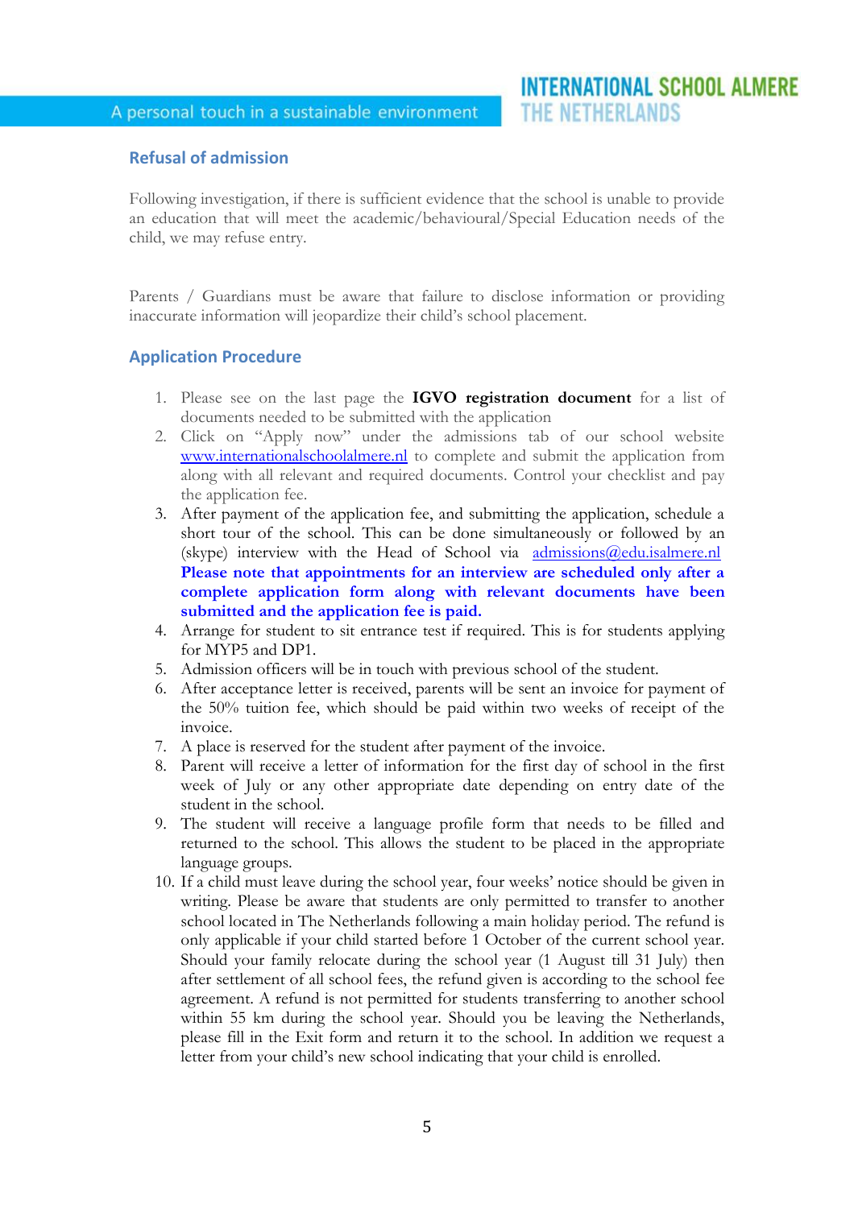## Refusal of admission

Following investigation, if there is sufficient evidence that the school is unable to provide an education that will meet the academic/behavioural/Special Education needs of the child, we may refuse entry.

Parents / Guardians must be aware that failure to disclose information or providing inaccurate information will jeopardize their child's school placement.

## Application Procedure

1. Please see on the last page the **IGVO registration document** for a list of documents needed to be submitted with the application
2. Click on "Apply now" under the admissions tab of our school website [www.internationalschoolalmere.nl](www.internationalschoolalmere.nl) to complete and submit the application from along with all relevant and required documents. Control your checklist and pay the application fee.
3. After payment of the application fee, and submitting the application, schedule a short tour of the school. This can be done simultaneously or followed by an (skype) interview with the Head of School via [admissions@edu.isalmere.nl](mailto:admissions@edu.isalmere.nl) **Please note that appointments for an interview are scheduled only after a complete application form along with relevant documents have been submitted and the application fee is paid.**
4. Arrange for student to sit entrance test if required. This is for students applying for MYP5 and DP1.
5. Admission officers will be in touch with previous school of the student.
6. After acceptance letter is received, parents will be sent an invoice for payment of the 50% tuition fee, which should be paid within two weeks of receipt of the invoice.
7. A place is reserved for the student after payment of the invoice.
8. Parent will receive a letter of information for the first day of school in the first week of July or any other appropriate date depending on entry date of the student in the school.
9. The student will receive a language profile form that needs to be filled and returned to the school. This allows the student to be placed in the appropriate language groups.
10. If a child must leave during the school year, four weeks' notice should be given in writing. Please be aware that students are only permitted to transfer to another school located in The Netherlands following a main holiday period. The refund is only applicable if your child started before 1 October of the current school year. Should your family relocate during the school year (1 August till 31 July) then after settlement of all school fees, the refund given is according to the school fee agreement. A refund is not permitted for students transferring to another school within 55 km during the school year. Should you be leaving the Netherlands, please fill in the Exit form and return it to the school. In addition we request a letter from your child's new school indicating that your child is enrolled.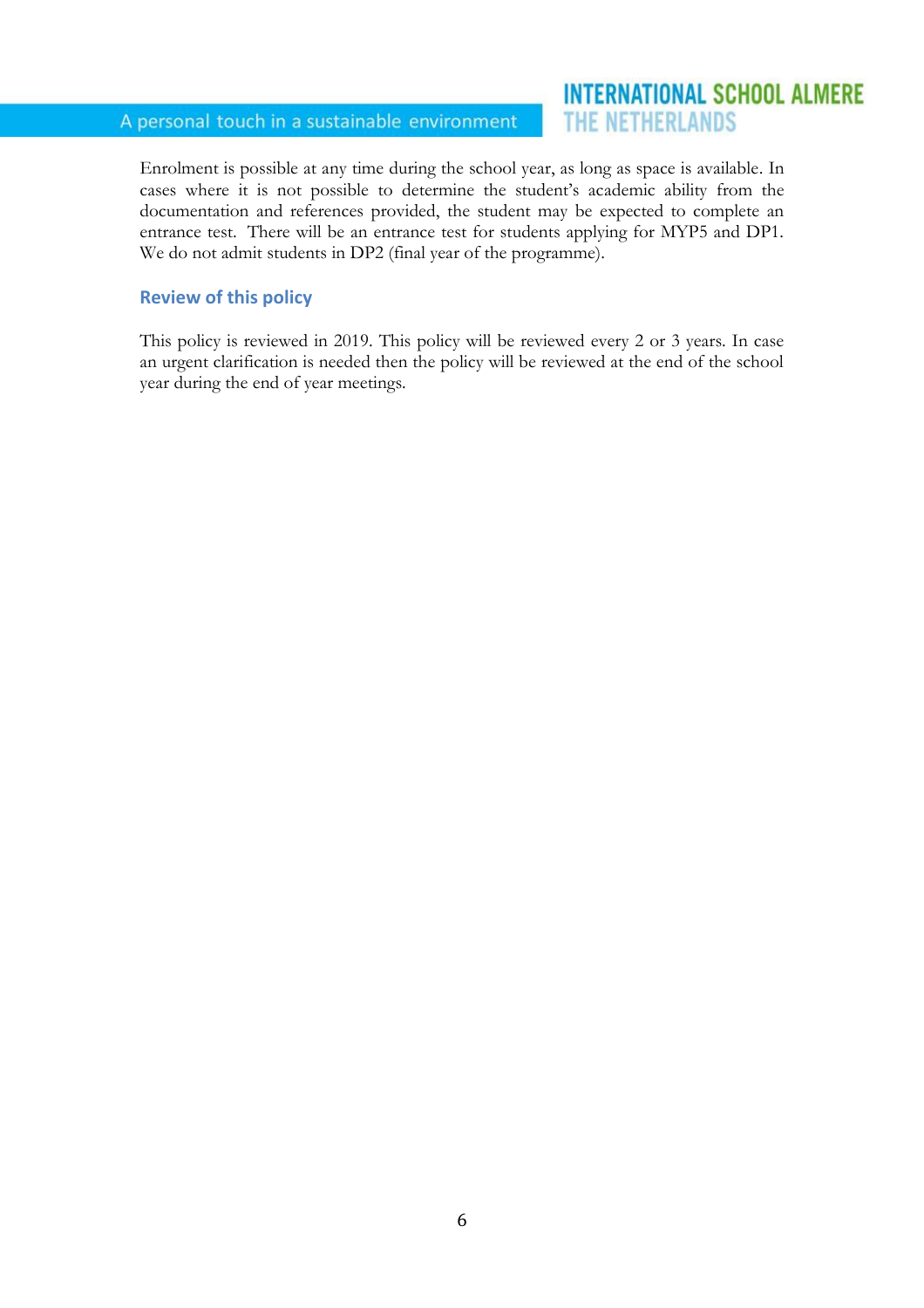Enrolment is possible at any time during the school year, as long as space is available. In cases where it is not possible to determine the student's academic ability from the documentation and references provided, the student may be expected to complete an entrance test. There will be an entrance test for students applying for MYP5 and DP1. We do not admit students in DP2 (final year of the programme).

## Review of this policy

This policy is reviewed in 2019. This policy will be reviewed every 2 or 3 years. In case an urgent clarification is needed then the policy will be reviewed at the end of the school year during the end of year meetings.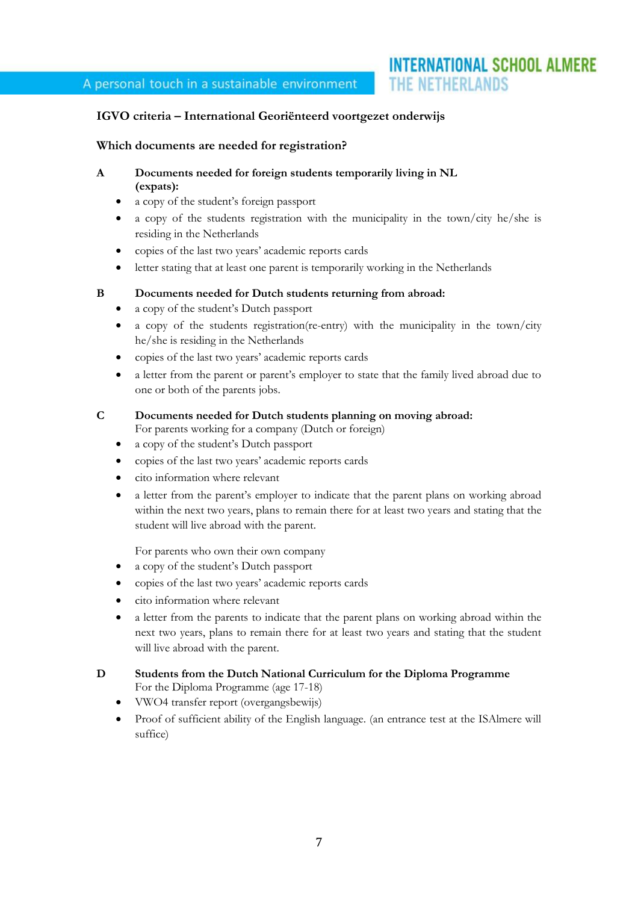## IGVO criteria – International Georiënteerd voortgezet onderwijs

### Which documents are needed for registration?

**A Documents needed for foreign students temporarily living in NL (expats):**

- a copy of the student's foreign passport
- a copy of the students registration with the municipality in the town/city he/she is residing in the Netherlands
- copies of the last two years' academic reports cards
- letter stating that at least one parent is temporarily working in the Netherlands

**B Documents needed for Dutch students returning from abroad:**

- a copy of the student's Dutch passport
- a copy of the students registration(re-entry) with the municipality in the town/city he/she is residing in the Netherlands
- copies of the last two years' academic reports cards
- a letter from the parent or parent's employer to state that the family lived abroad due to one or both of the parents jobs.

**C Documents needed for Dutch students planning on moving abroad:**

For parents working for a company (Dutch or foreign)

- a copy of the student's Dutch passport
- copies of the last two years' academic reports cards
- cito information where relevant
- a letter from the parent's employer to indicate that the parent plans on working abroad within the next two years, plans to remain there for at least two years and stating that the student will live abroad with the parent.

For parents who own their own company

- a copy of the student's Dutch passport
- copies of the last two years' academic reports cards
- cito information where relevant
- a letter from the parents to indicate that the parent plans on working abroad within the next two years, plans to remain there for at least two years and stating that the student will live abroad with the parent.

**D Students from the Dutch National Curriculum for the Diploma Programme**

For the Diploma Programme (age 17-18)

- VWO4 transfer report (overgangsbewijs)
- Proof of sufficient ability of the English language. (an entrance test at the ISAlmere will suffice)